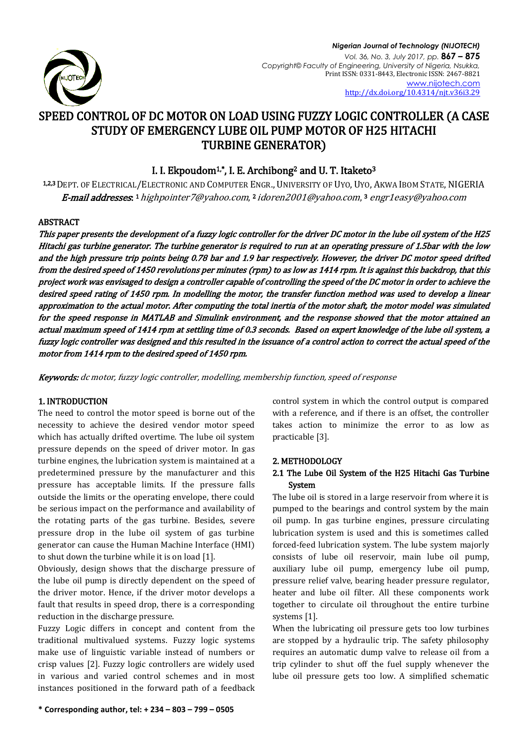# SPEED CONTROL OF DC MOTOR ON LOAD USING FUZZY LOGIC CONTROLLER (A CASE STUDY OF EMERGENCY LUBE OIL PUMP MOTOR OF H25 HITACHI TURBINE GENERATOR)

**I. I. Ekpoudom[1,*], I. E. Archibong[2] and U. T. Itaketo[3]**

[1,2,3] DEPT. OF ELECTRICAL/ELECTRONIC AND COMPUTER ENGR., UNIVERSITY OF UYO, UYO, AKWA IBOM STATE, NIGERIA

***E-mail addresses:*** [1] *highpointer7@yahoo.com*, [2] *idoren2001@yahoo.com*, [3] *engr1easy@yahoo.com*

## ABSTRACT

*This paper presents the development of a fuzzy logic controller for the driver DC motor in the lube oil system of the H25 Hitachi gas turbine generator. The turbine generator is required to run at an operating pressure of 1.5bar with the low and the high pressure trip points being 0.78 bar and 1.9 bar respectively. However, the driver DC motor speed drifted from the desired speed of 1450 revolutions per minutes (rpm) to as low as 1414 rpm. It is against this backdrop, that this project work was envisaged to design a controller capable of controlling the speed of the DC motor in order to achieve the desired speed rating of 1450 rpm. In modelling the motor, the transfer function method was used to develop a linear approximation to the actual motor. After computing the total inertia of the motor shaft, the motor model was simulated for the speed response in MATLAB and Simulink environment, and the response showed that the motor attained an actual maximum speed of 1414 rpm at settling time of 0.3 seconds. Based on expert knowledge of the lube oil system, a fuzzy logic controller was designed and this resulted in the issuance of a control action to correct the actual speed of the motor from 1414 rpm to the desired speed of 1450 rpm.*

***Keywords:*** *dc motor, fuzzy logic controller, modelling, membership function, speed of response*

## 1. INTRODUCTION

The need to control the motor speed is borne out of the necessity to achieve the desired vendor motor speed which has actually drifted overtime. The lube oil system pressure depends on the speed of driver motor. In gas turbine engines, the lubrication system is maintained at a predetermined pressure by the manufacturer and this pressure has acceptable limits. If the pressure falls outside the limits or the operating envelope, there could be serious impact on the performance and availability of the rotating parts of the gas turbine. Besides, severe pressure drop in the lube oil system of gas turbine generator can cause the Human Machine Interface (HMI) to shut down the turbine while it is on load [1].

Obviously, design shows that the discharge pressure of the lube oil pump is directly dependent on the speed of the driver motor. Hence, if the driver motor develops a fault that results in speed drop, there is a corresponding reduction in the discharge pressure.

Fuzzy Logic differs in concept and content from the traditional multivalued systems. Fuzzy logic systems make use of linguistic variable instead of numbers or crisp values [2]. Fuzzy logic controllers are widely used in various and varied control schemes and in most instances positioned in the forward path of a feedback control system in which the control output is compared with a reference, and if there is an offset, the controller takes action to minimize the error to as low as practicable [3].

## 2. METHODOLOGY

### 2.1 The Lube Oil System of the H25 Hitachi Gas Turbine System

The lube oil is stored in a large reservoir from where it is pumped to the bearings and control system by the main oil pump. In gas turbine engines, pressure circulating lubrication system is used and this is sometimes called forced-feed lubrication system. The lube system majorly consists of lube oil reservoir, main lube oil pump, auxiliary lube oil pump, emergency lube oil pump, pressure relief valve, bearing header pressure regulator, heater and lube oil filter. All these components work together to circulate oil throughout the entire turbine systems [1].

When the lubricating oil pressure gets too low turbines are stopped by a hydraulic trip. The safety philosophy requires an automatic dump valve to release oil from a trip cylinder to shut off the fuel supply whenever the lube oil pressure gets too low. A simplified schematic

\* Corresponding author, tel: + 234 – 803 – 799 – 0505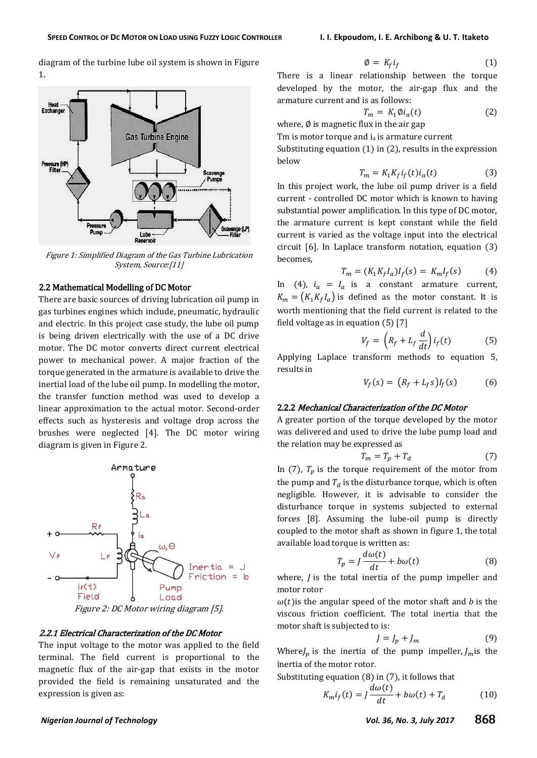diagram of the turbine lube oil system is shown in Figure 1.

*Figure 1: Simplified Diagram of the Gas Turbine Lubrication System, Source:[11]*

### 2.2 Mathematical Modelling of DC Motor

There are basic sources of driving lubrication oil pump in gas turbines engines which include, pneumatic, hydraulic and electric. In this project case study, the lube oil pump is being driven electrically with the use of a DC drive motor. The DC motor converts direct current electrical power to mechanical power. A major fraction of the torque generated in the armature is used to drive the inertial load of the lube oil pump. In modelling the motor, the transfer function method was used to develop a linear approximation to the actual motor. Second-order effects such as hysteresis and voltage drop across the brushes were neglected [4]. The DC motor wiring diagram is given in Figure 2.

*Figure 2: DC Motor wiring diagram [5].*

#### *2.2.1 Electrical Characterization of the DC Motor*

The input voltage to the motor was applied to the field terminal. The field current is proportional to the magnetic flux of the air-gap that exists in the motor provided the field is remaining unsaturated and the expression is given as:

$$\emptyset = K_f i_f \qquad (1)$$

There is a linear relationship between the torque developed by the motor, the air-gap flux and the armature current and is as follows:

$$T_m = K_1 \emptyset i_a(t) \qquad (2)$$

where, $\emptyset$ is magnetic flux in the air gap

Tm is motor torque and $i_a$ is armature current

Substituting equation (1) in (2), results in the expression below

$$T_m = K_1 K_f i_f(t) i_a(t) \qquad (3)$$

In this project work, the lube oil pump driver is a field current - controlled DC motor which is known to having substantial power amplification. In this type of DC motor, the armature current is kept constant while the field current is varied as the voltage input into the electrical circuit [6]. In Laplace transform notation, equation (3) becomes,

$$T_m = (K_1 K_f I_a) I_f(s) = K_m I_f(s) \qquad (4)$$

In (4), $i_a = I_a$ is a constant armature current, $K_m = (K_1 K_f I_a)$ is defined as the motor constant. It is worth mentioning that the field current is related to the field voltage as in equation (5) [7]

$$V_f = \left(R_f + L_f \frac{d}{dt}\right) i_f(t) \qquad (5)$$

Applying Laplace transform methods to equation 5, results in

$$V_f(s) = (R_f + L_f s) I_f(s) \qquad (6)$$

#### 2.2.2 *Mechanical Characterization of the DC Motor*

A greater portion of the torque developed by the motor was delivered and used to drive the lube pump load and the relation may be expressed as

$$T_m = T_p + T_d \qquad (7)$$

In (7), $T_p$ is the torque requirement of the motor from the pump and $T_d$ is the disturbance torque, which is often negligible. However, it is advisable to consider the disturbance torque in systems subjected to external forces [8]. Assuming the lube-oil pump is directly coupled to the motor shaft as shown in figure 1, the total available load torque is written as:

$$T_p = J \frac{d\omega(t)}{dt} + b\omega(t) \qquad (8)$$

where, $J$ is the total inertia of the pump impeller and motor rotor

$\omega(t)$is the angular speed of the motor shaft and $b$ is the viscous friction coefficient. The total inertia that the motor shaft is subjected to is:

$$J = J_p + J_m \qquad (9)$$

Where$J_p$ is the inertia of the pump impeller, $J_m$is the inertia of the motor rotor.

Substituting equation (8) in (7), it follows that

$$K_m i_f(t) = J \frac{d\omega(t)}{dt} + b\omega(t) + T_d \qquad (10)$$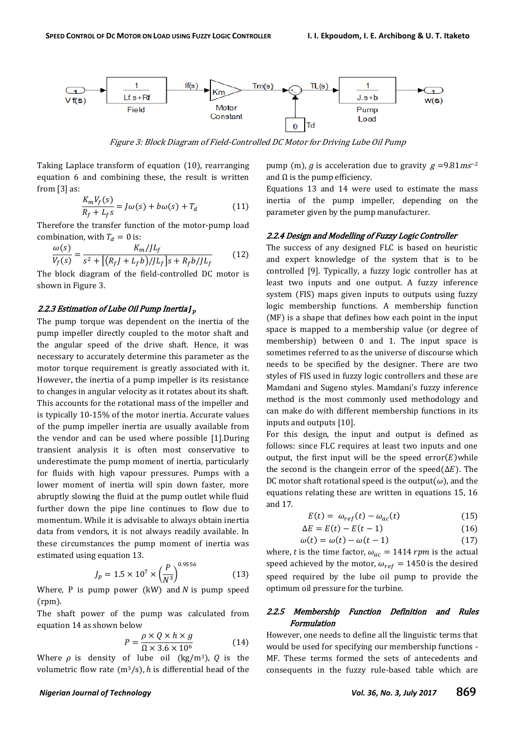Figure 3: Block Diagram of Field-Controlled DC Motor for Driving Lube Oil Pump

Taking Laplace transform of equation (10), rearranging equation 6 and combining these, the result is written from [3] as:

$$\frac{K_m V_f(s)}{R_f + L_f s} = J\omega(s) + b\omega(s) + T_d \quad (11)$$

Therefore the transfer function of the motor-pump load combination, with $T_d = 0$ is:

$$\frac{\omega(s)}{V_f(s)} = \frac{K_m/JL_f}{s^2 + \left[\left(R_f J + L_f b\right)/JL_f\right]s + R_f b/JL_f} \quad (12)$$

The block diagram of the field-controlled DC motor is shown in Figure 3.

### 2.2.3 Estimation of Lube Oil Pump Inertia $J_p$

The pump torque was dependent on the inertia of the pump impeller directly coupled to the motor shaft and the angular speed of the drive shaft. Hence, it was necessary to accurately determine this parameter as the motor torque requirement is greatly associated with it. However, the inertia of a pump impeller is its resistance to changes in angular velocity as it rotates about its shaft. This accounts for the rotational mass of the impeller and is typically 10-15% of the motor inertia. Accurate values of the pump impeller inertia are usually available from the vendor and can be used where possible [1].During transient analysis it is often most conservative to underestimate the pump moment of inertia, particularly for fluids with high vapour pressures. Pumps with a lower moment of inertia will spin down faster, more abruptly slowing the fluid at the pump outlet while fluid further down the pipe line continues to flow due to momentum. While it is advisable to always obtain inertia data from vendors, it is not always readily available. In these circumstances the pump moment of inertia was estimated using equation 13.

$$J_p = 1.5 \times 10^7 \times \left(\frac{P}{N^3}\right)^{0.9556} \quad (13)$$

Where, P is pump power (kW) and $N$ is pump speed (rpm).

The shaft power of the pump was calculated from equation 14 as shown below

$$P = \frac{\rho \times Q \times h \times g}{\Omega \times 3.6 \times 10^6} \quad (14)$$

Where $\rho$ is density of lube oil (kg/m³), $Q$ is the volumetric flow rate (m³/s), $h$ is differential head of the pump (m), $g$ is acceleration due to gravity $g$ =9.81$ms^{-2}$ and $\Omega$ is the pump efficiency.

Equations 13 and 14 were used to estimate the mass inertia of the pump impeller, depending on the parameter given by the pump manufacturer.

### 2.2.4 Design and Modelling of Fuzzy Logic Controller

The success of any designed FLC is based on heuristic and expert knowledge of the system that is to be controlled [9]. Typically, a fuzzy logic controller has at least two inputs and one output. A fuzzy inference system (FIS) maps given inputs to outputs using fuzzy logic membership functions. A membership function (MF) is a shape that defines how each point in the input space is mapped to a membership value (or degree of membership) between 0 and 1. The input space is sometimes referred to as the universe of discourse which needs to be specified by the designer. There are two styles of FIS used in fuzzy logic controllers and these are Mamdani and Sugeno styles. Mamdani's fuzzy inference method is the most commonly used methodology and can make do with different membership functions in its inputs and outputs [10].

For this design, the input and output is defined as follows: since FLC requires at least two inputs and one output, the first input will be the speed error($E$)while the second is the changein error of the speed($\Delta E$). The DC motor shaft rotational speed is the output($\omega$), and the equations relating these are written in equations 15, 16 and 17.

$$E(t) = \omega_{ref}(t) - \omega_{ac}(t) \quad (15)$$

$$\Delta E = E(t) - E(t-1) \quad (16)$$

$$\omega(t) = \omega(t) - \omega(t-1) \quad (17)$$

where, $t$ is the time factor, $\omega_{ac} = 1414\, rpm$ is the actual speed achieved by the motor, $\omega_{ref} = 1450$ is the desired speed required by the lube oil pump to provide the optimum oil pressure for the turbine.

### 2.2.5 Membership Function Definition and Rules Formulation

However, one needs to define all the linguistic terms that would be used for specifying our membership functions - MF. These terms formed the sets of antecedents and consequents in the fuzzy rule-based table which are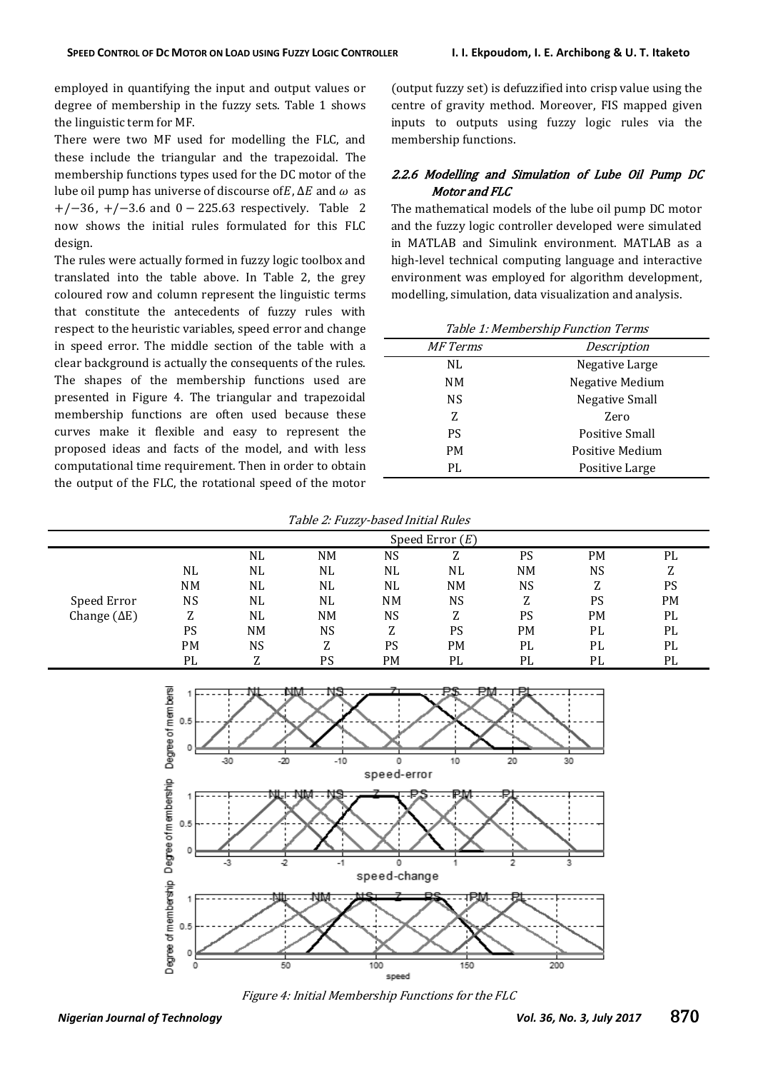employed in quantifying the input and output values or degree of membership in the fuzzy sets. Table 1 shows the linguistic term for MF.

There were two MF used for modelling the FLC, and these include the triangular and the trapezoidal. The membership functions types used for the DC motor of the lube oil pump has universe of discourse of $E$, $\Delta E$ and $\omega$ as $+/-36$, $+/-3.6$ and $0-225.63$ respectively. Table 2 now shows the initial rules formulated for this FLC design.

The rules were actually formed in fuzzy logic toolbox and translated into the table above. In Table 2, the grey coloured row and column represent the linguistic terms that constitute the antecedents of fuzzy rules with respect to the heuristic variables, speed error and change in speed error. The middle section of the table with a clear background is actually the consequents of the rules. The shapes of the membership functions used are presented in Figure 4. The triangular and trapezoidal membership functions are often used because these curves make it flexible and easy to represent the proposed ideas and facts of the model, and with less computational time requirement. Then in order to obtain the output of the FLC, the rotational speed of the motor (output fuzzy set) is defuzzified into crisp value using the centre of gravity method. Moreover, FIS mapped given inputs to outputs using fuzzy logic rules via the membership functions.

### 2.2.6 Modelling and Simulation of Lube Oil Pump DC Motor and FLC

The mathematical models of the lube oil pump DC motor and the fuzzy logic controller developed were simulated in MATLAB and Simulink environment. MATLAB as a high-level technical computing language and interactive environment was employed for algorithm development, modelling, simulation, data visualization and analysis.

*Table 1: Membership Function Terms*

| *MF Terms* | *Description* |
|---|---|
| NL | Negative Large |
| NM | Negative Medium |
| NS | Negative Small |
| Z | Zero |
| PS | Positive Small |
| PM | Positive Medium |
| PL | Positive Large |

*Table 2: Fuzzy-based Initial Rules*

| | | Speed Error ($E$) | | | | | | |
|---|---|---|---|---|---|---|---|---|
| | | NL | NM | NS | Z | PS | PM | PL |
| Speed Error Change ($\Delta$E) | NL | NL | NL | NL | NL | NM | NS | Z |
| | NM | NL | NL | NL | NM | NS | Z | PS |
| | NS | NL | NL | NM | NS | Z | PS | PM |
| | Z | NL | NM | NS | Z | PS | PM | PL |
| | PS | NM | NS | Z | PS | PM | PL | PL |
| | PM | NS | Z | PS | PM | PL | PL | PL |
| | PL | Z | PS | PM | PL | PL | PL | PL |

*Figure 4: Initial Membership Functions for the FLC*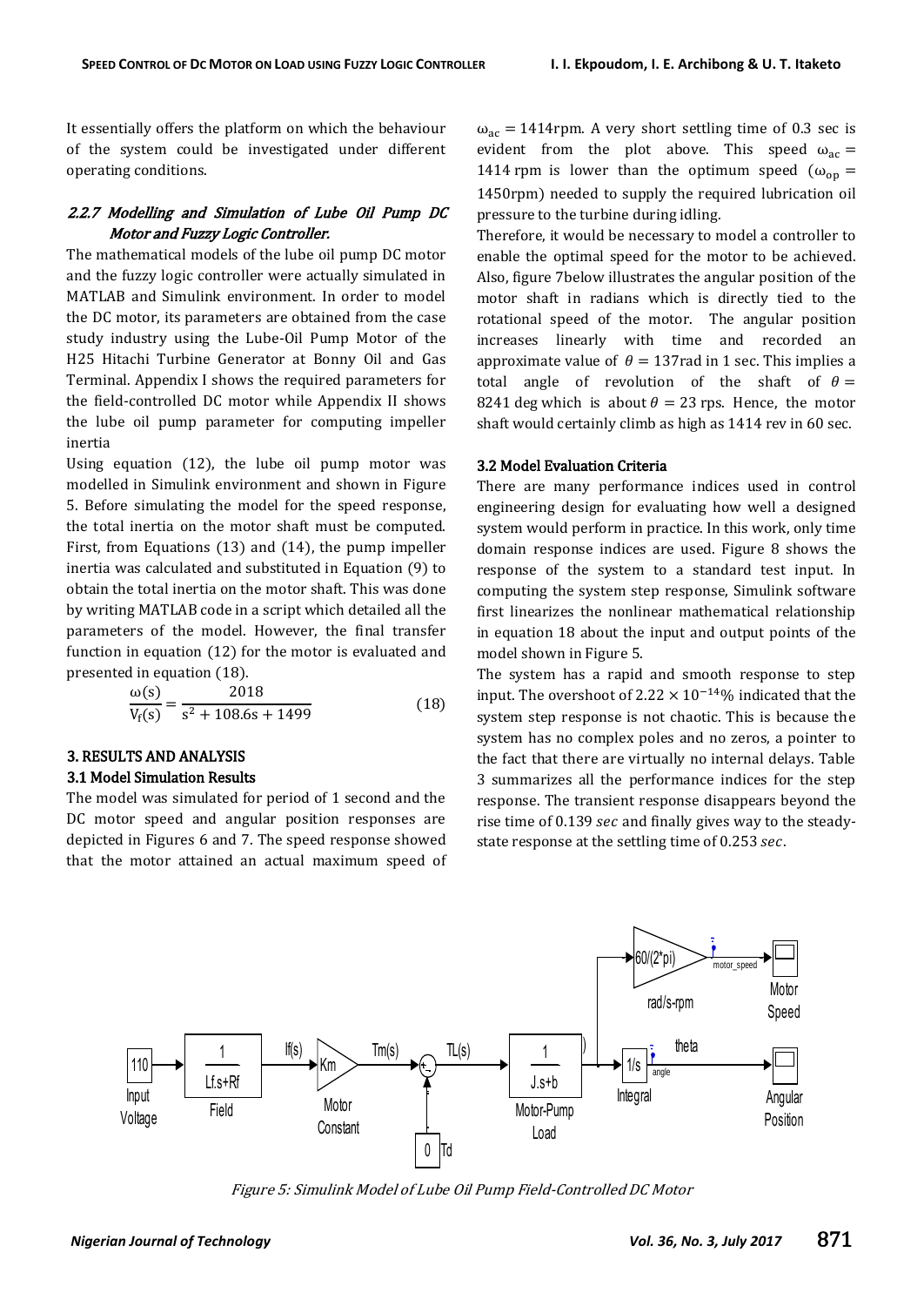It essentially offers the platform on which the behaviour of the system could be investigated under different operating conditions.

### *2.2.7 Modelling and Simulation of Lube Oil Pump DC Motor and Fuzzy Logic Controller.*

The mathematical models of the lube oil pump DC motor and the fuzzy logic controller were actually simulated in MATLAB and Simulink environment. In order to model the DC motor, its parameters are obtained from the case study industry using the Lube-Oil Pump Motor of the H25 Hitachi Turbine Generator at Bonny Oil and Gas Terminal. Appendix I shows the required parameters for the field-controlled DC motor while Appendix II shows the lube oil pump parameter for computing impeller inertia

Using equation (12), the lube oil pump motor was modelled in Simulink environment and shown in Figure 5. Before simulating the model for the speed response, the total inertia on the motor shaft must be computed. First, from Equations (13) and (14), the pump impeller inertia was calculated and substituted in Equation (9) to obtain the total inertia on the motor shaft. This was done by writing MATLAB code in a script which detailed all the parameters of the model. However, the final transfer function in equation (12) for the motor is evaluated and presented in equation (18).

$$\frac{\omega(s)}{V_f(s)} = \frac{2018}{s^2 + 108.6s + 1499} \quad (18)$$

## 3. RESULTS AND ANALYSIS

### 3.1 Model Simulation Results

The model was simulated for period of 1 second and the DC motor speed and angular position responses are depicted in Figures 6 and 7. The speed response showed that the motor attained an actual maximum speed of $\omega_{ac} = 1414$rpm. A very short settling time of 0.3 sec is evident from the plot above. This speed $\omega_{ac} = 1414$ rpm is lower than the optimum speed ($\omega_{op} = 1450$rpm) needed to supply the required lubrication oil pressure to the turbine during idling.

Therefore, it would be necessary to model a controller to enable the optimal speed for the motor to be achieved. Also, figure 7below illustrates the angular position of the motor shaft in radians which is directly tied to the rotational speed of the motor. The angular position increases linearly with time and recorded an approximate value of $\theta = 137$rad in 1 sec. This implies a total angle of revolution of the shaft of $\theta = 8241$ deg which is about $\theta = 23$ rps. Hence, the motor shaft would certainly climb as high as 1414 rev in 60 sec.

### 3.2 Model Evaluation Criteria

There are many performance indices used in control engineering design for evaluating how well a designed system would perform in practice. In this work, only time domain response indices are used. Figure 8 shows the response of the system to a standard test input. In computing the system step response, Simulink software first linearizes the nonlinear mathematical relationship in equation 18 about the input and output points of the model shown in Figure 5.

The system has a rapid and smooth response to step input. The overshoot of $2.22 \times 10^{-14}$% indicated that the system step response is not chaotic. This is because the system has no complex poles and no zeros, a pointer to the fact that there are virtually no internal delays. Table 3 summarizes all the performance indices for the step response. The transient response disappears beyond the rise time of 0.139 *sec* and finally gives way to the steady-state response at the settling time of 0.253 *sec*.

*Figure 5: Simulink Model of Lube Oil Pump Field-Controlled DC Motor*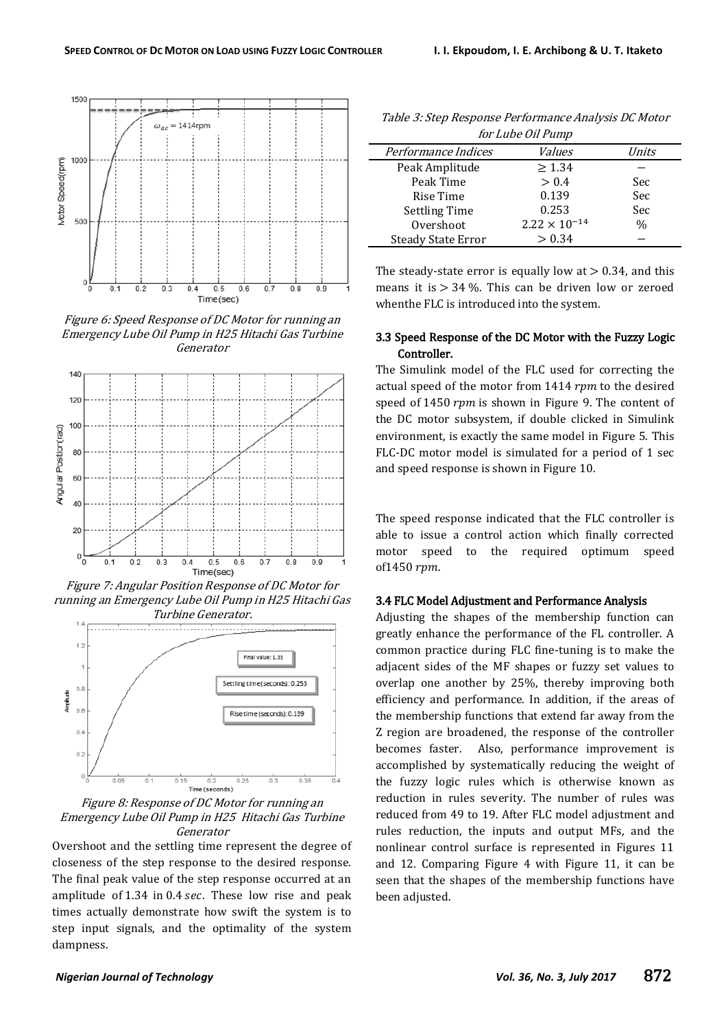Figure 6: Speed Response of DC Motor for running an Emergency Lube Oil Pump in H25 Hitachi Gas Turbine Generator

Figure 7: Angular Position Response of DC Motor for running an Emergency Lube Oil Pump in H25 Hitachi Gas Turbine Generator.

Figure 8: Response of DC Motor for running an Emergency Lube Oil Pump in H25 Hitachi Gas Turbine Generator

Overshoot and the settling time represent the degree of closeness of the step response to the desired response. The final peak value of the step response occurred at an amplitude of 1.34 in 0.4 *sec*. These low rise and peak times actually demonstrate how swift the system is to step input signals, and the optimality of the system dampness.

*Table 3: Step Response Performance Analysis DC Motor for Lube Oil Pump*

| *Performance Indices* | *Values* | *Units* |
|---|---|---|
| Peak Amplitude | $\geq 1.34$ | − |
| Peak Time | $> 0.4$ | Sec |
| Rise Time | 0.139 | Sec |
| Settling Time | 0.253 | Sec |
| Overshoot | $2.22 \times 10^{-14}$ | % |
| Steady State Error | $> 0.34$ | − |

The steady-state error is equally low at $> 0.34$, and this means it is $> 34$ %. This can be driven low or zeroed whenthe FLC is introduced into the system.

### 3.3 Speed Response of the DC Motor with the Fuzzy Logic Controller.

The Simulink model of the FLC used for correcting the actual speed of the motor from 1414 *rpm* to the desired speed of 1450 *rpm* is shown in Figure 9. The content of the DC motor subsystem, if double clicked in Simulink environment, is exactly the same model in Figure 5. This FLC-DC motor model is simulated for a period of 1 sec and speed response is shown in Figure 10.

The speed response indicated that the FLC controller is able to issue a control action which finally corrected motor speed to the required optimum speed of1450 *rpm*.

### 3.4 FLC Model Adjustment and Performance Analysis

Adjusting the shapes of the membership function can greatly enhance the performance of the FL controller. A common practice during FLC fine-tuning is to make the adjacent sides of the MF shapes or fuzzy set values to overlap one another by 25%, thereby improving both efficiency and performance. In addition, if the areas of the membership functions that extend far away from the Z region are broadened, the response of the controller becomes faster. Also, performance improvement is accomplished by systematically reducing the weight of the fuzzy logic rules which is otherwise known as reduction in rules severity. The number of rules was reduced from 49 to 19. After FLC model adjustment and rules reduction, the inputs and output MFs, and the nonlinear control surface is represented in Figures 11 and 12. Comparing Figure 4 with Figure 11, it can be seen that the shapes of the membership functions have been adjusted.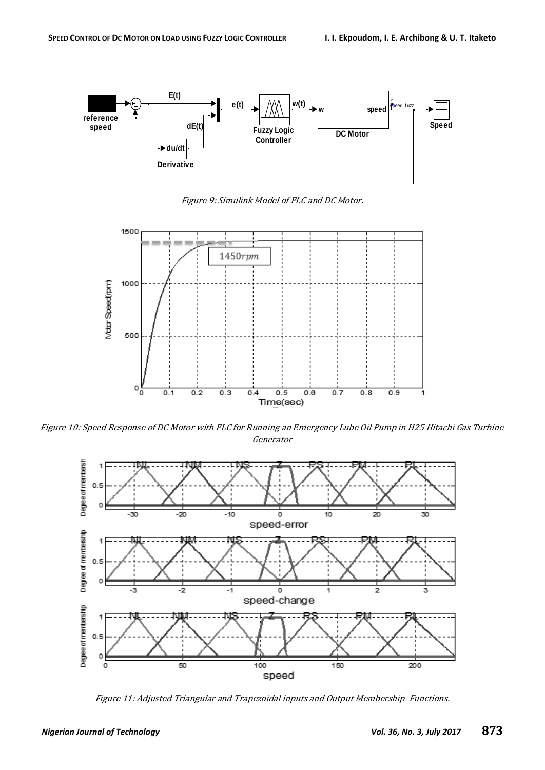Figure 9: Simulink Model of FLC and DC Motor.

Figure 10: Speed Response of DC Motor with FLC for Running an Emergency Lube Oil Pump in H25 Hitachi Gas Turbine Generator

Figure 11: Adjusted Triangular and Trapezoidal inputs and Output Membership Functions.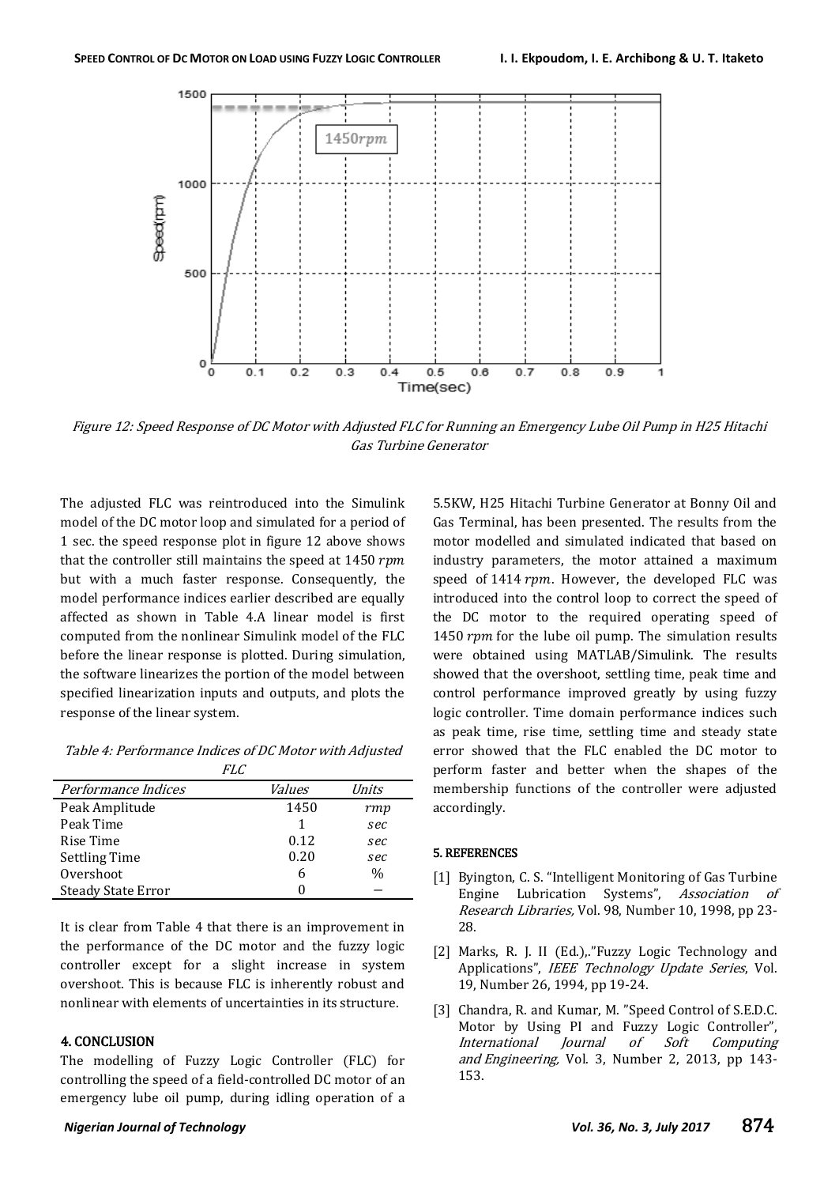Figure 12: Speed Response of DC Motor with Adjusted FLC for Running an Emergency Lube Oil Pump in H25 Hitachi Gas Turbine Generator

The adjusted FLC was reintroduced into the Simulink model of the DC motor loop and simulated for a period of 1 sec. the speed response plot in figure 12 above shows that the controller still maintains the speed at 1450 $rpm$ but with a much faster response. Consequently, the model performance indices earlier described are equally affected as shown in Table 4.A linear model is first computed from the nonlinear Simulink model of the FLC before the linear response is plotted. During simulation, the software linearizes the portion of the model between specified linearization inputs and outputs, and plots the response of the linear system.

*Table 4: Performance Indices of DC Motor with Adjusted FLC*

| *Performance Indices* | *Values* | *Units* |
|---|---|---|
| Peak Amplitude | 1450 | $rmp$ |
| Peak Time | 1 | $sec$ |
| Rise Time | 0.12 | $sec$ |
| Settling Time | 0.20 | $sec$ |
| Overshoot | 6 | % |
| Steady State Error | 0 | – |

It is clear from Table 4 that there is an improvement in the performance of the DC motor and the fuzzy logic controller except for a slight increase in system overshoot. This is because FLC is inherently robust and nonlinear with elements of uncertainties in its structure.

## 4. CONCLUSION

The modelling of Fuzzy Logic Controller (FLC) for controlling the speed of a field-controlled DC motor of an emergency lube oil pump, during idling operation of a 5.5KW, H25 Hitachi Turbine Generator at Bonny Oil and Gas Terminal, has been presented. The results from the motor modelled and simulated indicated that based on industry parameters, the motor attained a maximum speed of 1414 $rpm$. However, the developed FLC was introduced into the control loop to correct the speed of the DC motor to the required operating speed of 1450 $rpm$ for the lube oil pump. The simulation results were obtained using MATLAB/Simulink. The results showed that the overshoot, settling time, peak time and control performance improved greatly by using fuzzy logic controller. Time domain performance indices such as peak time, rise time, settling time and steady state error showed that the FLC enabled the DC motor to perform faster and better when the shapes of the membership functions of the controller were adjusted accordingly.

## 5. REFERENCES

[1] Byington, C. S. "Intelligent Monitoring of Gas Turbine Engine Lubrication Systems", *Association of Research Libraries,* Vol. 98, Number 10, 1998, pp 23-28.

[2] Marks, R. J. II (Ed.),."Fuzzy Logic Technology and Applications", *IEEE Technology Update Series*, Vol. 19, Number 26, 1994, pp 19-24.

[3] Chandra, R. and Kumar, M. "Speed Control of S.E.D.C. Motor by Using PI and Fuzzy Logic Controller", *International Journal of Soft Computing and Engineering,* Vol. 3, Number 2, 2013, pp 143-153.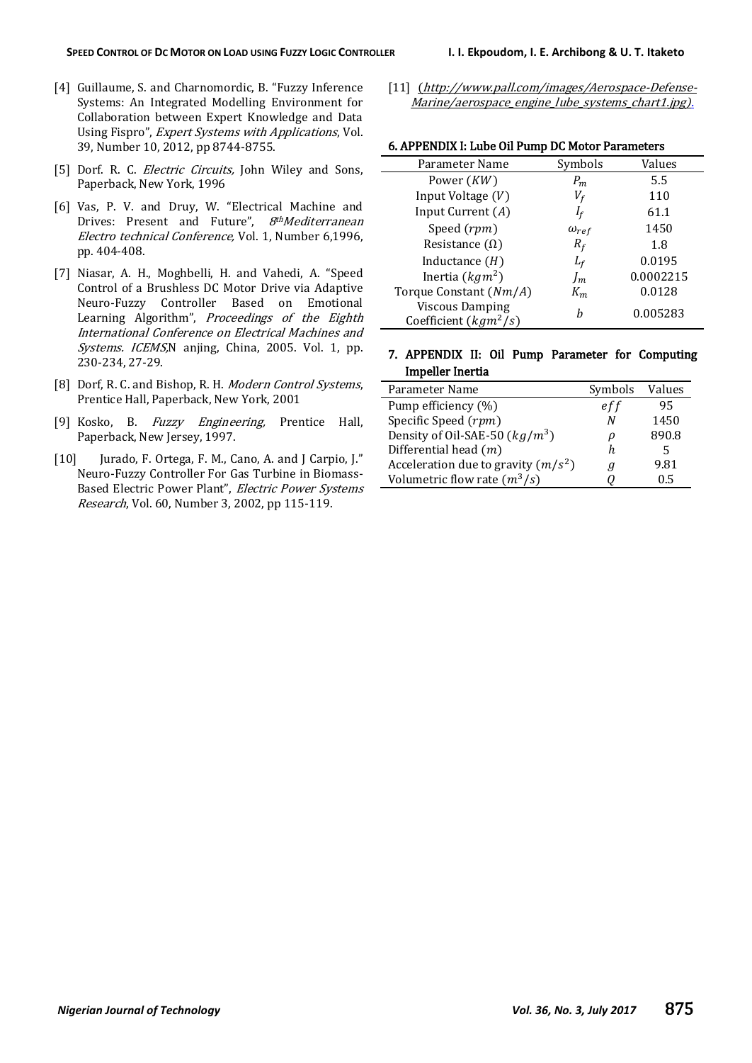[4] Guillaume, S. and Charnomordic, B. "Fuzzy Inference Systems: An Integrated Modelling Environment for Collaboration between Expert Knowledge and Data Using Fispro", *Expert Systems with Applications*, Vol. 39, Number 10, 2012, pp 8744-8755.

[5] Dorf. R. C. *Electric Circuits,* John Wiley and Sons, Paperback, New York, 1996

[6] Vas, P. V. and Druy, W. "Electrical Machine and Drives: Present and Future", *8thMediterranean Electro technical Conference,* Vol. 1, Number 6,1996, pp. 404-408.

[7] Niasar, A. H., Moghbelli, H. and Vahedi, A. "Speed Control of a Brushless DC Motor Drive via Adaptive Neuro-Fuzzy Controller Based on Emotional Learning Algorithm", *Proceedings of the Eighth International Conference on Electrical Machines and Systems. ICEMS,*N anjing, China, 2005. Vol. 1, pp. 230-234, 27-29.

[8] Dorf, R. C. and Bishop, R. H. *Modern Control Systems*, Prentice Hall, Paperback, New York, 2001

[9] Kosko, B. *Fuzzy Engineering,* Prentice Hall, Paperback, New Jersey, 1997.

[10] Jurado, F. Ortega, F. M., Cano, A. and J Carpio, J." Neuro-Fuzzy Controller For Gas Turbine in Biomass-Based Electric Power Plant", *Electric Power Systems Research*, Vol. 60, Number 3, 2002, pp 115-119.

[11] (*http://www.pall.com/images/Aerospace-Defense-Marine/aerospace_engine_lube_systems_chart1.jpg*).

## 6. APPENDIX I: Lube Oil Pump DC Motor Parameters

| Parameter Name | Symbols | Values |
|---|---|---|
| Power ($KW$) | $P_m$ | 5.5 |
| Input Voltage ($V$) | $V_f$ | 110 |
| Input Current ($A$) | $I_f$ | 61.1 |
| Speed ($rpm$) | $\omega_{ref}$ | 1450 |
| Resistance ($\Omega$) | $R_f$ | 1.8 |
| Inductance ($H$) | $L_f$ | 0.0195 |
| Inertia ($kgm^2$) | $J_m$ | 0.0002215 |
| Torque Constant ($Nm/A$) | $K_m$ | 0.0128 |
| Viscous Damping Coefficient ($kgm^2/s$) | $b$ | 0.005283 |

## 7. APPENDIX II: Oil Pump Parameter for Computing Impeller Inertia

| Parameter Name | Symbols | Values |
|---|---|---|
| Pump efficiency (%) | $eff$ | 95 |
| Specific Speed ($rpm$) | $N$ | 1450 |
| Density of Oil-SAE-50 ($kg/m^3$) | $\rho$ | 890.8 |
| Differential head ($m$) | $h$ | 5 |
| Acceleration due to gravity ($m/s^2$) | $g$ | 9.81 |
| Volumetric flow rate ($m^3/s$) | $Q$ | 0.5 |